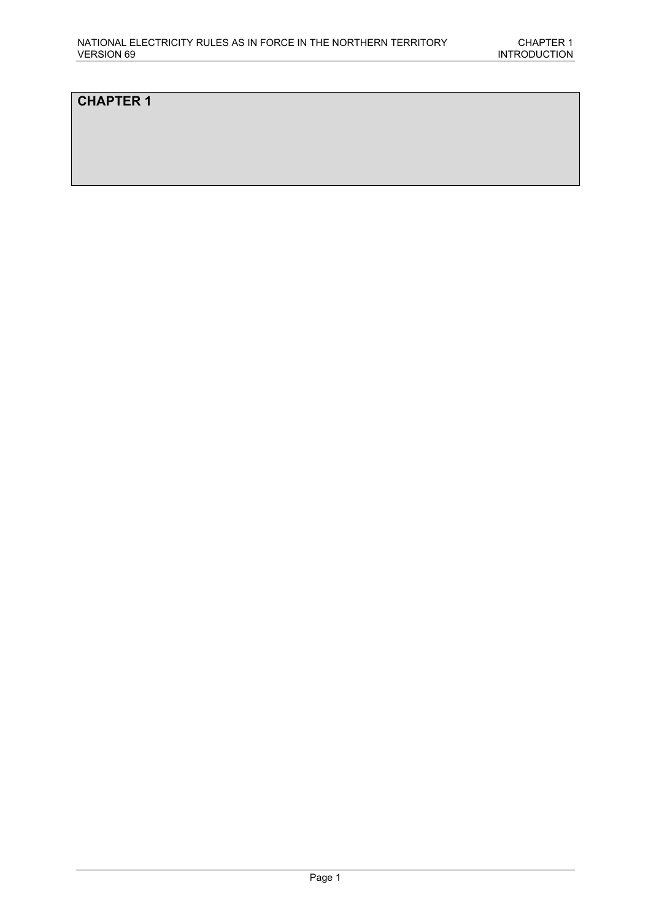# CHAPTER 1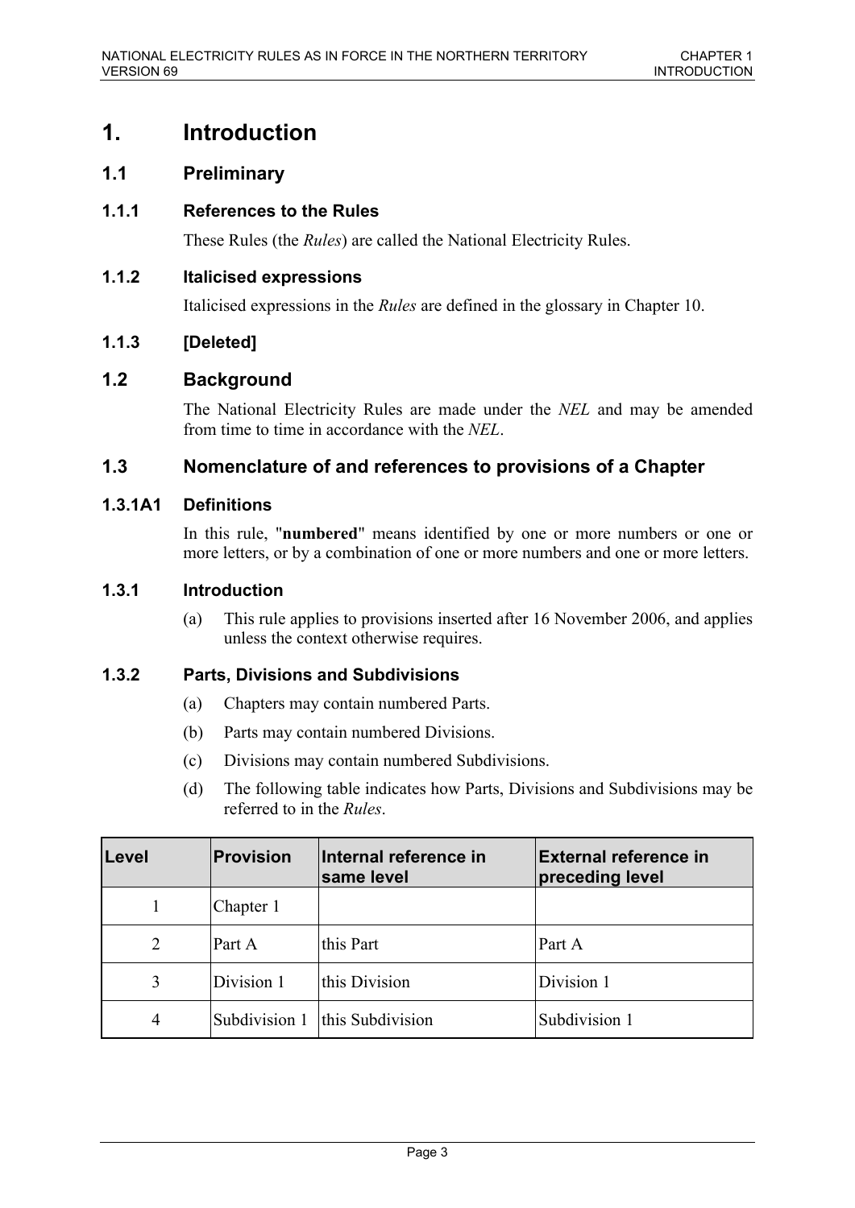# 1. Introduction

## 1.1 Preliminary

### 1.1.1 References to the Rules

These Rules (the *Rules*) are called the National Electricity Rules.

### 1.1.2 Italicised expressions

Italicised expressions in the *Rules* are defined in the glossary in Chapter 10.

### 1.1.3 [Deleted]

## 1.2 Background

The National Electricity Rules are made under the *NEL* and may be amended from time to time in accordance with the *NEL*.

## 1.3 Nomenclature of and references to provisions of a Chapter

### 1.3.1A1 Definitions

In this rule, "**numbered**" means identified by one or more numbers or one or more letters, or by a combination of one or more numbers and one or more letters.

### 1.3.1 Introduction

(a) This rule applies to provisions inserted after 16 November 2006, and applies unless the context otherwise requires.

### 1.3.2 Parts, Divisions and Subdivisions

(a) Chapters may contain numbered Parts.

(b) Parts may contain numbered Divisions.

(c) Divisions may contain numbered Subdivisions.

(d) The following table indicates how Parts, Divisions and Subdivisions may be referred to in the *Rules*.

| Level | Provision | Internal reference in same level | External reference in preceding level |
|---|---|---|---|
| 1 | Chapter 1 | | |
| 2 | Part A | this Part | Part A |
| 3 | Division 1 | this Division | Division 1 |
| 4 | Subdivision 1 | this Subdivision | Subdivision 1 |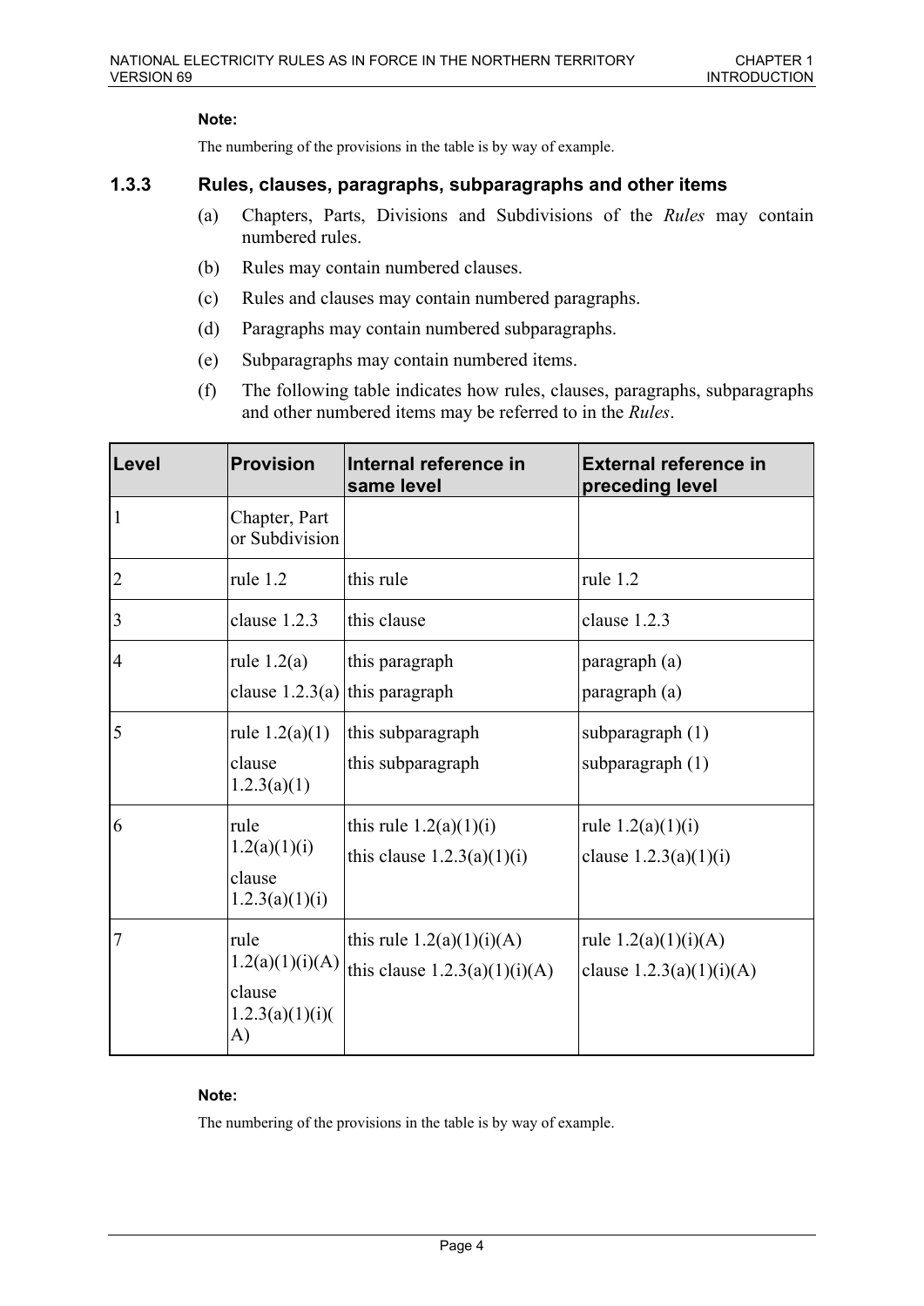**Note:**

The numbering of the provisions in the table is by way of example.

### 1.3.3 Rules, clauses, paragraphs, subparagraphs and other items

(a) Chapters, Parts, Divisions and Subdivisions of the *Rules* may contain numbered rules.

(b) Rules may contain numbered clauses.

(c) Rules and clauses may contain numbered paragraphs.

(d) Paragraphs may contain numbered subparagraphs.

(e) Subparagraphs may contain numbered items.

(f) The following table indicates how rules, clauses, paragraphs, subparagraphs and other numbered items may be referred to in the *Rules*.

| Level | Provision | Internal reference in same level | External reference in preceding level |
|---|---|---|---|
| 1 | Chapter, Part or Subdivision | | |
| 2 | rule 1.2 | this rule | rule 1.2 |
| 3 | clause 1.2.3 | this clause | clause 1.2.3 |
| 4 | rule 1.2(a)<br>clause 1.2.3(a) | this paragraph<br>this paragraph | paragraph (a)<br>paragraph (a) |
| 5 | rule 1.2(a)(1)<br>clause 1.2.3(a)(1) | this subparagraph<br>this subparagraph | subparagraph (1)<br>subparagraph (1) |
| 6 | rule 1.2(a)(1)(i)<br>clause 1.2.3(a)(1)(i) | this rule 1.2(a)(1)(i)<br>this clause 1.2.3(a)(1)(i) | rule 1.2(a)(1)(i)<br>clause 1.2.3(a)(1)(i) |
| 7 | rule 1.2(a)(1)(i)(A)<br>clause 1.2.3(a)(1)(i)(A) | this rule 1.2(a)(1)(i)(A)<br>this clause 1.2.3(a)(1)(i)(A) | rule 1.2(a)(1)(i)(A)<br>clause 1.2.3(a)(1)(i)(A) |

**Note:**

The numbering of the provisions in the table is by way of example.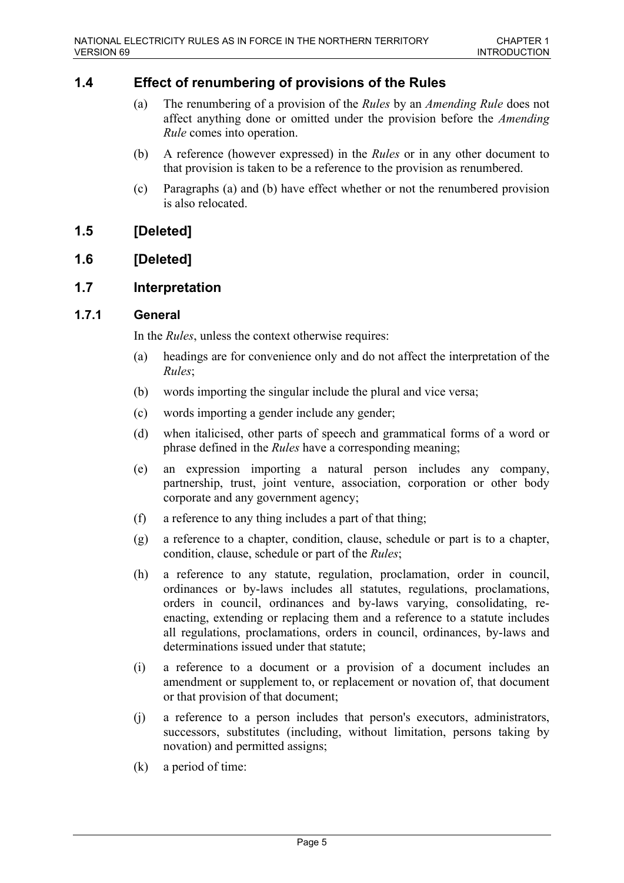## 1.4 Effect of renumbering of provisions of the Rules

(a) The renumbering of a provision of the *Rules* by an *Amending Rule* does not affect anything done or omitted under the provision before the *Amending Rule* comes into operation.

(b) A reference (however expressed) in the *Rules* or in any other document to that provision is taken to be a reference to the provision as renumbered.

(c) Paragraphs (a) and (b) have effect whether or not the renumbered provision is also relocated.

## 1.5 [Deleted]

## 1.6 [Deleted]

## 1.7 Interpretation

### 1.7.1 General

In the *Rules*, unless the context otherwise requires:

(a) headings are for convenience only and do not affect the interpretation of the *Rules*;

(b) words importing the singular include the plural and vice versa;

(c) words importing a gender include any gender;

(d) when italicised, other parts of speech and grammatical forms of a word or phrase defined in the *Rules* have a corresponding meaning;

(e) an expression importing a natural person includes any company, partnership, trust, joint venture, association, corporation or other body corporate and any government agency;

(f) a reference to any thing includes a part of that thing;

(g) a reference to a chapter, condition, clause, schedule or part is to a chapter, condition, clause, schedule or part of the *Rules*;

(h) a reference to any statute, regulation, proclamation, order in council, ordinances or by-laws includes all statutes, regulations, proclamations, orders in council, ordinances and by-laws varying, consolidating, re-enacting, extending or replacing them and a reference to a statute includes all regulations, proclamations, orders in council, ordinances, by-laws and determinations issued under that statute;

(i) a reference to a document or a provision of a document includes an amendment or supplement to, or replacement or novation of, that document or that provision of that document;

(j) a reference to a person includes that person's executors, administrators, successors, substitutes (including, without limitation, persons taking by novation) and permitted assigns;

(k) a period of time: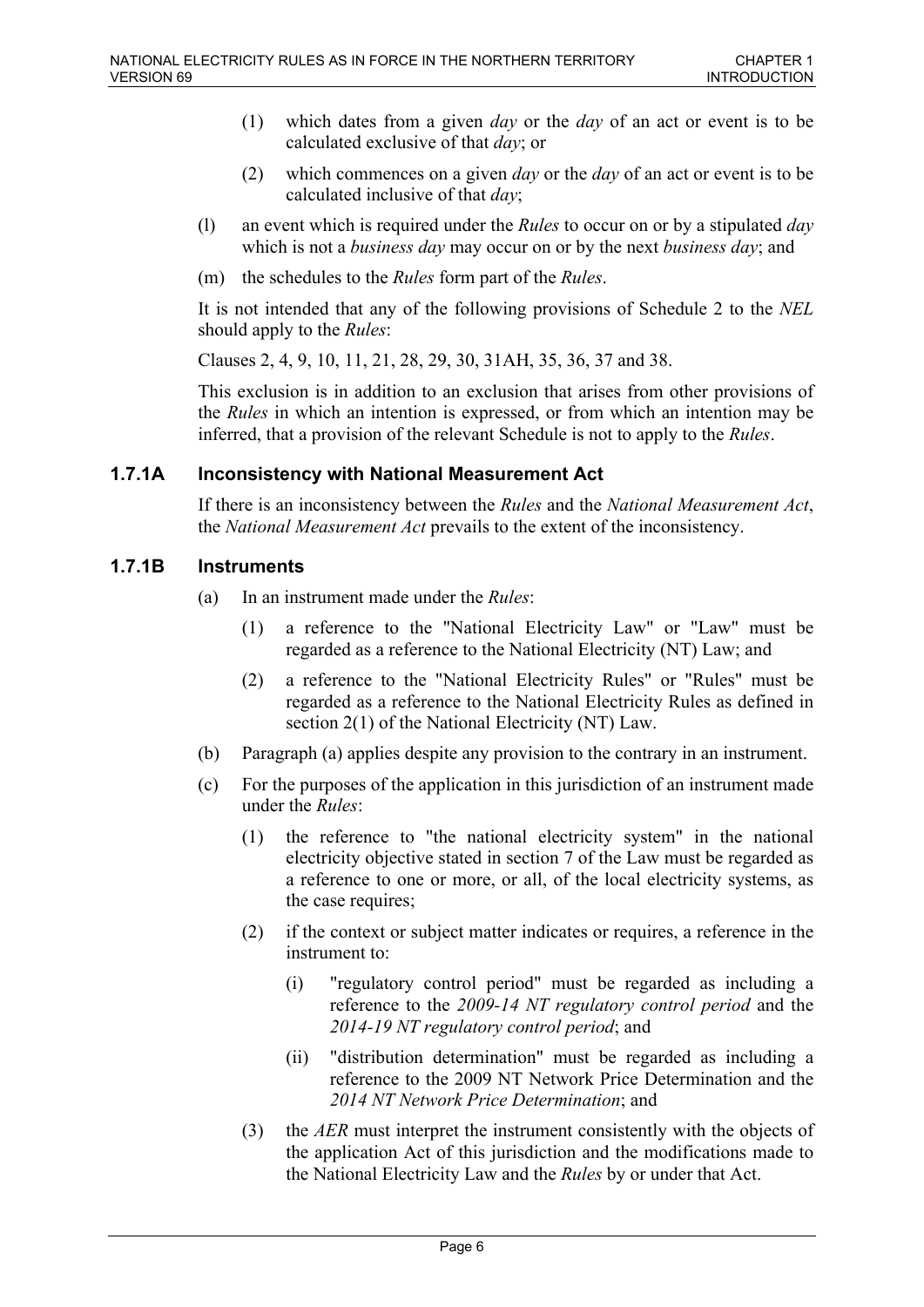(1) which dates from a given *day* or the *day* of an act or event is to be calculated exclusive of that *day*; or

(2) which commences on a given *day* or the *day* of an act or event is to be calculated inclusive of that *day*;

(l) an event which is required under the *Rules* to occur on or by a stipulated *day* which is not a *business day* may occur on or by the next *business day*; and

(m) the schedules to the *Rules* form part of the *Rules*.

It is not intended that any of the following provisions of Schedule 2 to the *NEL* should apply to the *Rules*:

Clauses 2, 4, 9, 10, 11, 21, 28, 29, 30, 31AH, 35, 36, 37 and 38.

This exclusion is in addition to an exclusion that arises from other provisions of the *Rules* in which an intention is expressed, or from which an intention may be inferred, that a provision of the relevant Schedule is not to apply to the *Rules*.

### 1.7.1A Inconsistency with National Measurement Act

If there is an inconsistency between the *Rules* and the *National Measurement Act*, the *National Measurement Act* prevails to the extent of the inconsistency.

### 1.7.1B Instruments

(a) In an instrument made under the *Rules*:

(1) a reference to the "National Electricity Law" or "Law" must be regarded as a reference to the National Electricity (NT) Law; and

(2) a reference to the "National Electricity Rules" or "Rules" must be regarded as a reference to the National Electricity Rules as defined in section 2(1) of the National Electricity (NT) Law.

(b) Paragraph (a) applies despite any provision to the contrary in an instrument.

(c) For the purposes of the application in this jurisdiction of an instrument made under the *Rules*:

(1) the reference to "the national electricity system" in the national electricity objective stated in section 7 of the Law must be regarded as a reference to one or more, or all, of the local electricity systems, as the case requires;

(2) if the context or subject matter indicates or requires, a reference in the instrument to:

(i) "regulatory control period" must be regarded as including a reference to the *2009-14 NT regulatory control period* and the *2014-19 NT regulatory control period*; and

(ii) "distribution determination" must be regarded as including a reference to the 2009 NT Network Price Determination and the *2014 NT Network Price Determination*; and

(3) the *AER* must interpret the instrument consistently with the objects of the application Act of this jurisdiction and the modifications made to the National Electricity Law and the *Rules* by or under that Act.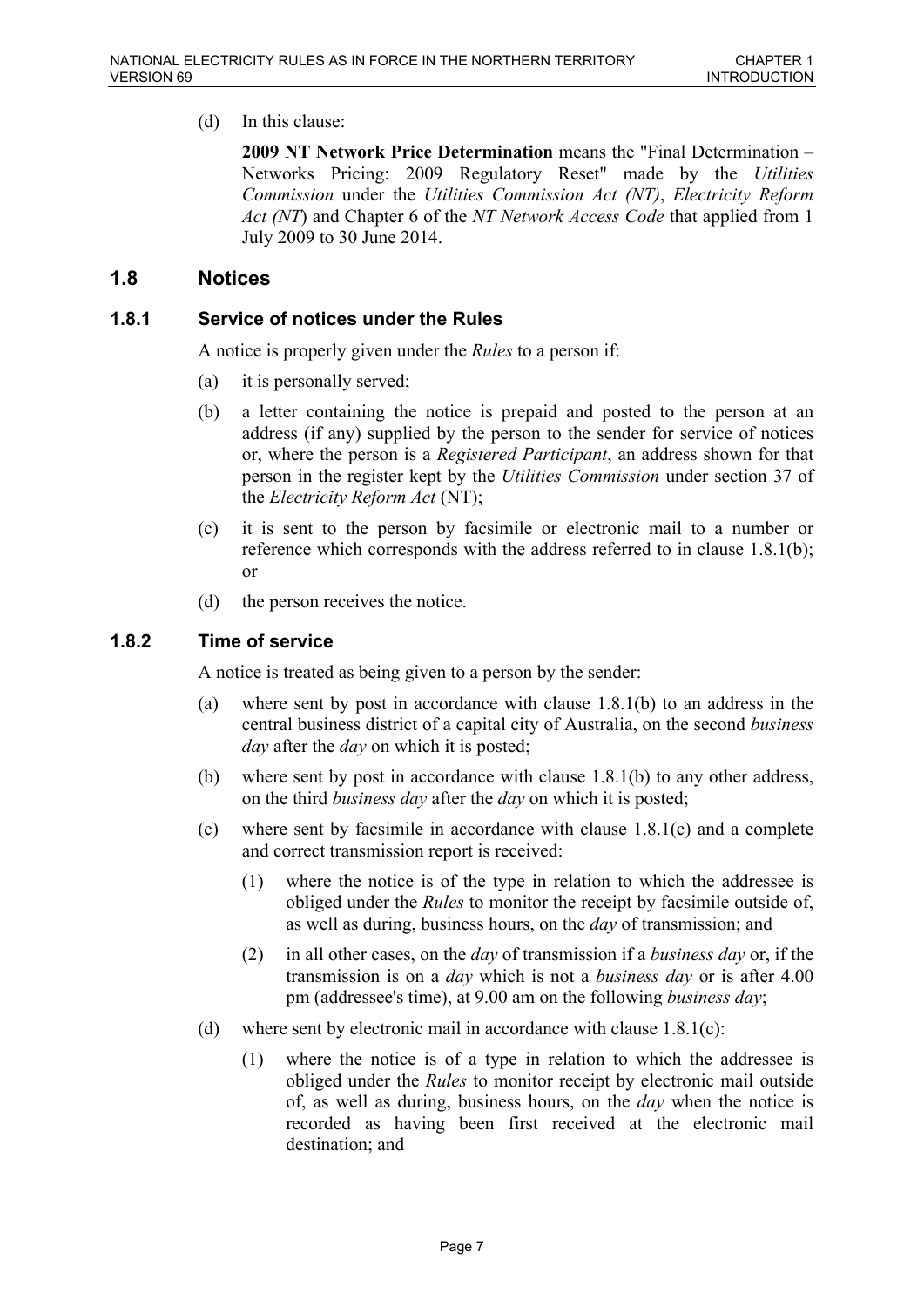(d) In this clause:

**2009 NT Network Price Determination** means the "Final Determination – Networks Pricing: 2009 Regulatory Reset" made by the *Utilities Commission* under the *Utilities Commission Act (NT)*, *Electricity Reform Act (NT*) and Chapter 6 of the *NT Network Access Code* that applied from 1 July 2009 to 30 June 2014.

## 1.8 Notices

### 1.8.1 Service of notices under the Rules

A notice is properly given under the *Rules* to a person if:

(a) it is personally served;

(b) a letter containing the notice is prepaid and posted to the person at an address (if any) supplied by the person to the sender for service of notices or, where the person is a *Registered Participant*, an address shown for that person in the register kept by the *Utilities Commission* under section 37 of the *Electricity Reform Act* (NT);

(c) it is sent to the person by facsimile or electronic mail to a number or reference which corresponds with the address referred to in clause 1.8.1(b); or

(d) the person receives the notice.

### 1.8.2 Time of service

A notice is treated as being given to a person by the sender:

(a) where sent by post in accordance with clause 1.8.1(b) to an address in the central business district of a capital city of Australia, on the second *business day* after the *day* on which it is posted;

(b) where sent by post in accordance with clause 1.8.1(b) to any other address, on the third *business day* after the *day* on which it is posted;

(c) where sent by facsimile in accordance with clause 1.8.1(c) and a complete and correct transmission report is received:

  (1) where the notice is of the type in relation to which the addressee is obliged under the *Rules* to monitor the receipt by facsimile outside of, as well as during, business hours, on the *day* of transmission; and

  (2) in all other cases, on the *day* of transmission if a *business day* or, if the transmission is on a *day* which is not a *business day* or is after 4.00 pm (addressee's time), at 9.00 am on the following *business day*;

(d) where sent by electronic mail in accordance with clause 1.8.1(c):

  (1) where the notice is of a type in relation to which the addressee is obliged under the *Rules* to monitor receipt by electronic mail outside of, as well as during, business hours, on the *day* when the notice is recorded as having been first received at the electronic mail destination; and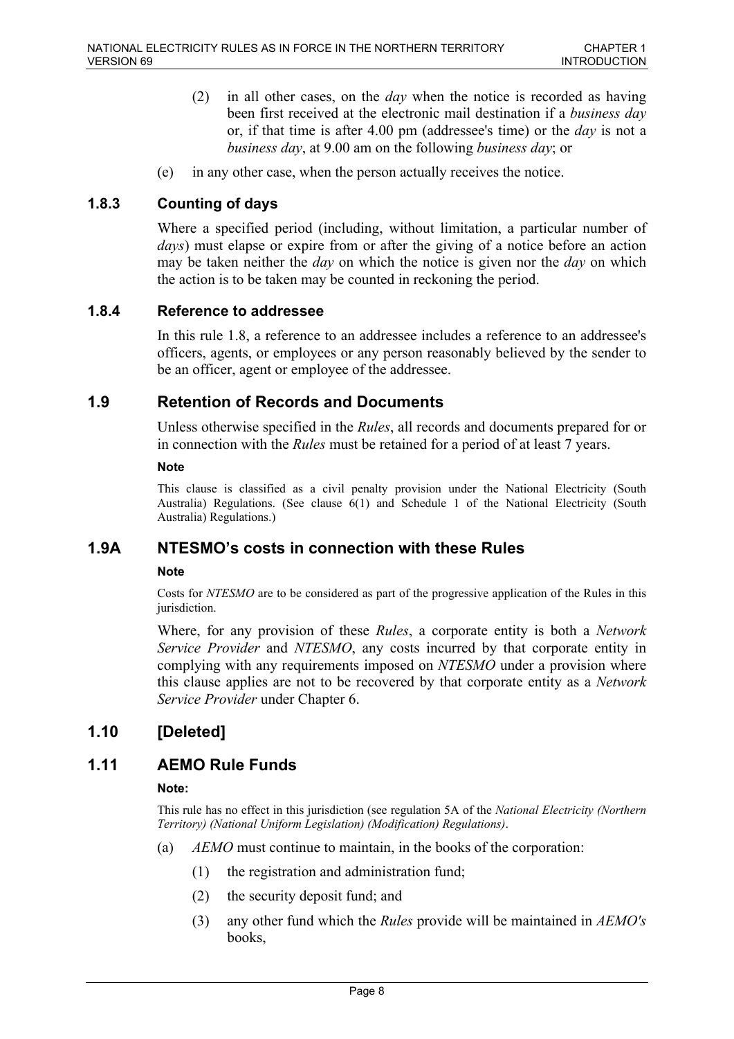(2) in all other cases, on the *day* when the notice is recorded as having been first received at the electronic mail destination if a *business day* or, if that time is after 4.00 pm (addressee's time) or the *day* is not a *business day*, at 9.00 am on the following *business day*; or

(e) in any other case, when the person actually receives the notice.

### 1.8.3 Counting of days

Where a specified period (including, without limitation, a particular number of *days*) must elapse or expire from or after the giving of a notice before an action may be taken neither the *day* on which the notice is given nor the *day* on which the action is to be taken may be counted in reckoning the period.

### 1.8.4 Reference to addressee

In this rule 1.8, a reference to an addressee includes a reference to an addressee's officers, agents, or employees or any person reasonably believed by the sender to be an officer, agent or employee of the addressee.

## 1.9 Retention of Records and Documents

Unless otherwise specified in the *Rules*, all records and documents prepared for or in connection with the *Rules* must be retained for a period of at least 7 years.

**Note**

This clause is classified as a civil penalty provision under the National Electricity (South Australia) Regulations. (See clause 6(1) and Schedule 1 of the National Electricity (South Australia) Regulations.)

## 1.9A NTESMO's costs in connection with these Rules

**Note**

Costs for *NTESMO* are to be considered as part of the progressive application of the Rules in this jurisdiction.

Where, for any provision of these *Rules*, a corporate entity is both a *Network Service Provider* and *NTESMO*, any costs incurred by that corporate entity in complying with any requirements imposed on *NTESMO* under a provision where this clause applies are not to be recovered by that corporate entity as a *Network Service Provider* under Chapter 6.

## 1.10 [Deleted]

## 1.11 AEMO Rule Funds

**Note:**

This rule has no effect in this jurisdiction (see regulation 5A of the *National Electricity (Northern Territory) (National Uniform Legislation) (Modification) Regulations)*.

(a) *AEMO* must continue to maintain, in the books of the corporation:

(1) the registration and administration fund;

(2) the security deposit fund; and

(3) any other fund which the *Rules* provide will be maintained in *AEMO's* books,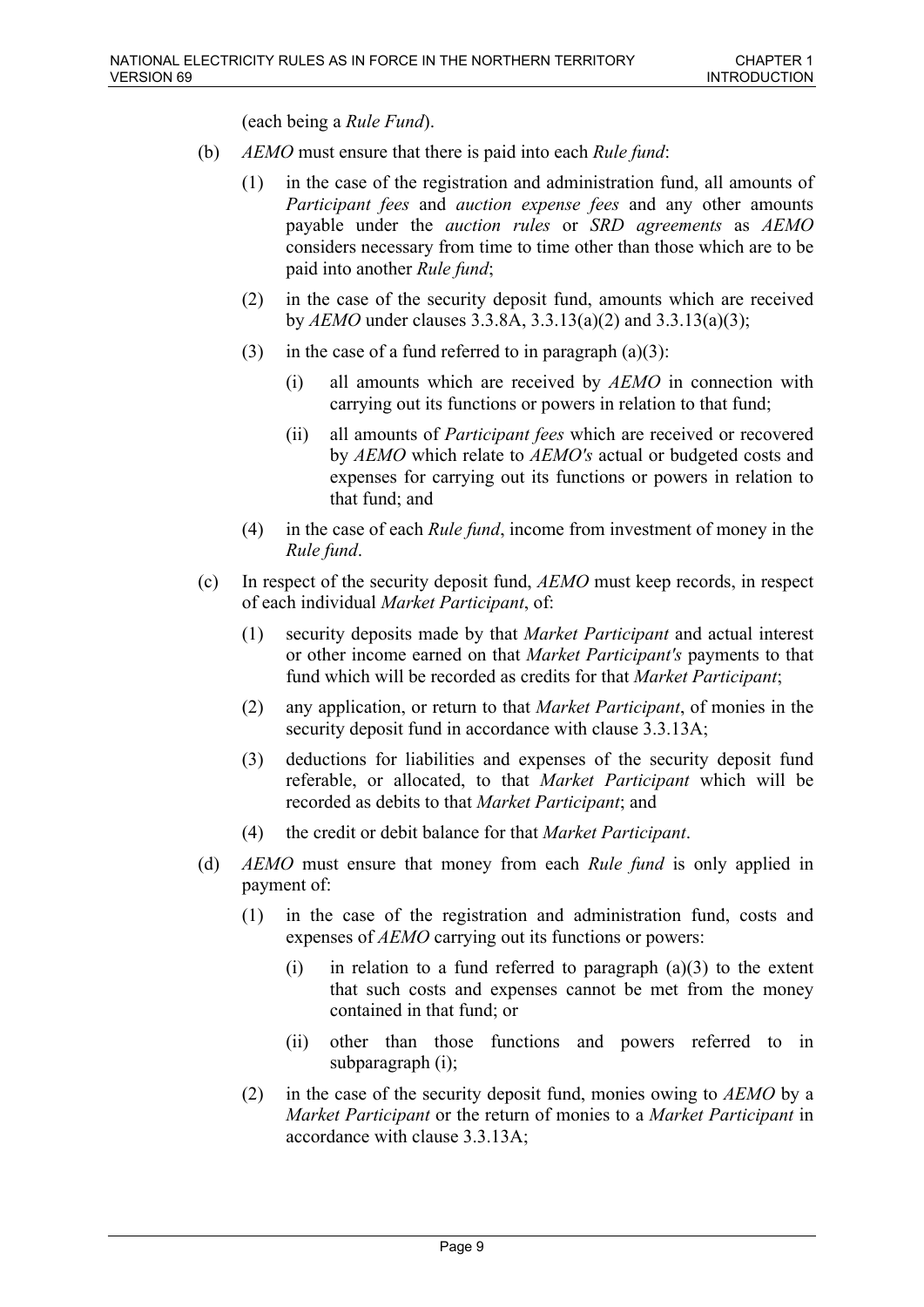(each being a *Rule Fund*).

(b) *AEMO* must ensure that there is paid into each *Rule fund*:

   (1) in the case of the registration and administration fund, all amounts of *Participant fees* and *auction expense fees* and any other amounts payable under the *auction rules* or *SRD agreements* as *AEMO* considers necessary from time to time other than those which are to be paid into another *Rule fund*;

   (2) in the case of the security deposit fund, amounts which are received by *AEMO* under clauses 3.3.8A, 3.3.13(a)(2) and 3.3.13(a)(3);

   (3) in the case of a fund referred to in paragraph (a)(3):

      (i) all amounts which are received by *AEMO* in connection with carrying out its functions or powers in relation to that fund;

      (ii) all amounts of *Participant fees* which are received or recovered by *AEMO* which relate to *AEMO's* actual or budgeted costs and expenses for carrying out its functions or powers in relation to that fund; and

   (4) in the case of each *Rule fund*, income from investment of money in the *Rule fund*.

(c) In respect of the security deposit fund, *AEMO* must keep records, in respect of each individual *Market Participant*, of:

   (1) security deposits made by that *Market Participant* and actual interest or other income earned on that *Market Participant's* payments to that fund which will be recorded as credits for that *Market Participant*;

   (2) any application, or return to that *Market Participant*, of monies in the security deposit fund in accordance with clause 3.3.13A;

   (3) deductions for liabilities and expenses of the security deposit fund referable, or allocated, to that *Market Participant* which will be recorded as debits to that *Market Participant*; and

   (4) the credit or debit balance for that *Market Participant*.

(d) *AEMO* must ensure that money from each *Rule fund* is only applied in payment of:

   (1) in the case of the registration and administration fund, costs and expenses of *AEMO* carrying out its functions or powers:

      (i) in relation to a fund referred to paragraph (a)(3) to the extent that such costs and expenses cannot be met from the money contained in that fund; or

      (ii) other than those functions and powers referred to in subparagraph (i);

   (2) in the case of the security deposit fund, monies owing to *AEMO* by a *Market Participant* or the return of monies to a *Market Participant* in accordance with clause 3.3.13A;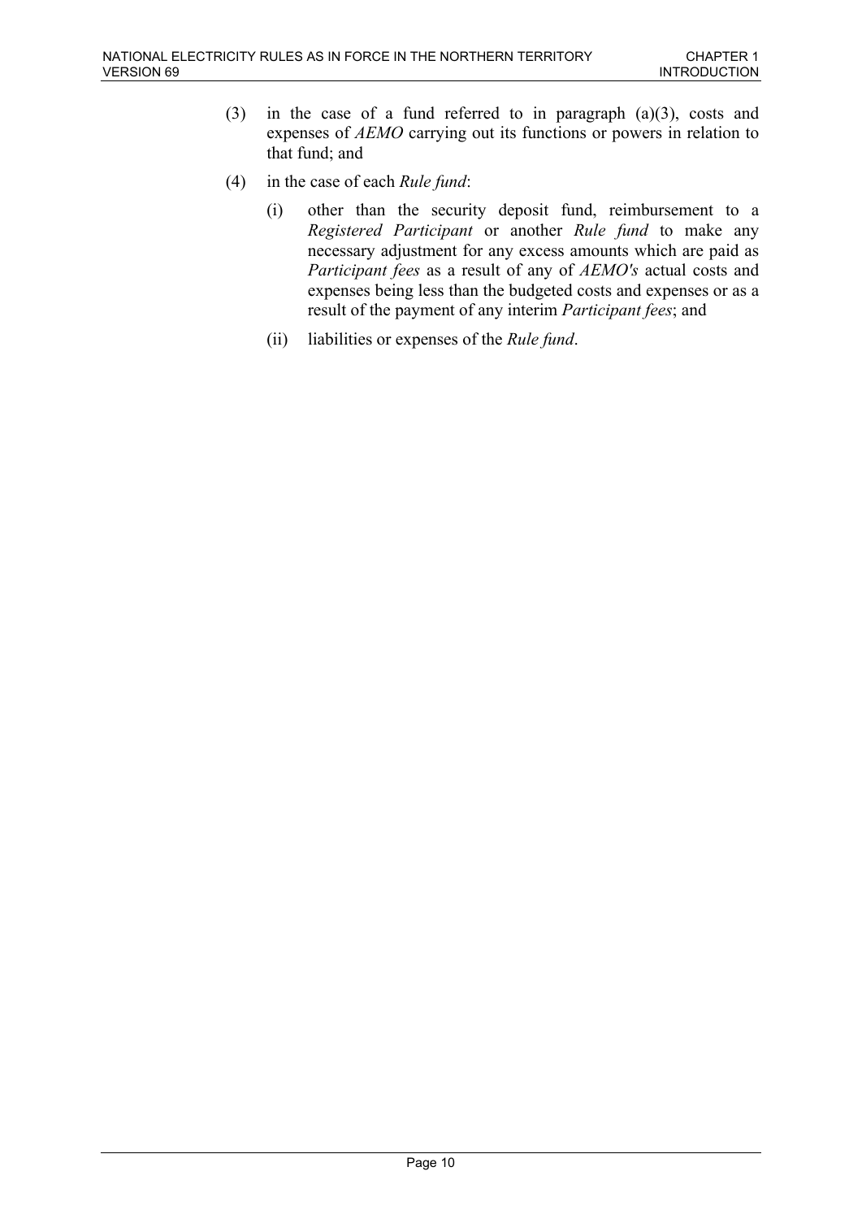(3) in the case of a fund referred to in paragraph (a)(3), costs and expenses of *AEMO* carrying out its functions or powers in relation to that fund; and

(4) in the case of each *Rule fund*:

   (i) other than the security deposit fund, reimbursement to a *Registered Participant* or another *Rule fund* to make any necessary adjustment for any excess amounts which are paid as *Participant fees* as a result of any of *AEMO's* actual costs and expenses being less than the budgeted costs and expenses or as a result of the payment of any interim *Participant fees*; and

   (ii) liabilities or expenses of the *Rule fund*.